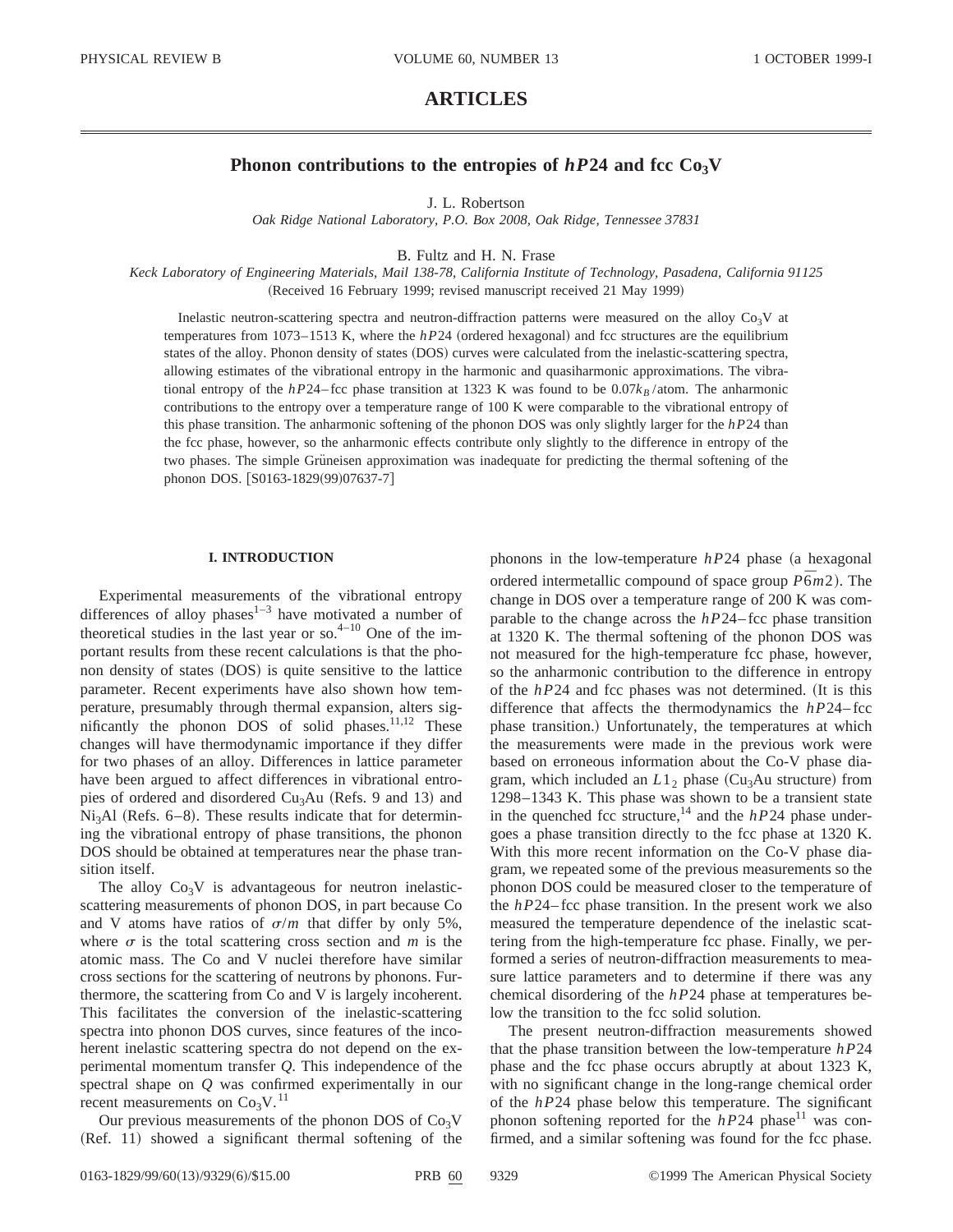# ARTICLES

## Phonon contributions to the entropies of *hP*24 and fcc $Co_3V$

J. L. Robertson

*Oak Ridge National Laboratory, P.O. Box 2008, Oak Ridge, Tennessee 37831*

B. Fultz and H. N. Frase

*Keck Laboratory of Engineering Materials, Mail 138-78, California Institute of Technology, Pasadena, California 91125*

(Received 16 February 1999; revised manuscript received 21 May 1999)

Inelastic neutron-scattering spectra and neutron-diffraction patterns were measured on the alloy $Co_3V$ at temperatures from 1073–1513 K, where the *hP*24 (ordered hexagonal) and fcc structures are the equilibrium states of the alloy. Phonon density of states (DOS) curves were calculated from the inelastic-scattering spectra, allowing estimates of the vibrational entropy in the harmonic and quasiharmonic approximations. The vibrational entropy of the *hP*24–fcc phase transition at 1323 K was found to be $0.07k_B$/atom. The anharmonic contributions to the entropy over a temperature range of 100 K were comparable to the vibrational entropy of this phase transition. The anharmonic softening of the phonon DOS was only slightly larger for the *hP*24 than the fcc phase, however, so the anharmonic effects contribute only slightly to the difference in entropy of the two phases. The simple Grüneisen approximation was inadequate for predicting the thermal softening of the phonon DOS. [S0163-1829(99)07637-7]

### I. INTRODUCTION

Experimental measurements of the vibrational entropy differences of alloy phases[1–3] have motivated a number of theoretical studies in the last year or so.[4–10] One of the important results from these recent calculations is that the phonon density of states (DOS) is quite sensitive to the lattice parameter. Recent experiments have also shown how temperature, presumably through thermal expansion, alters significantly the phonon DOS of solid phases.[11,12] These changes will have thermodynamic importance if they differ for two phases of an alloy. Differences in lattice parameter have been argued to affect differences in vibrational entropies of ordered and disordered $Cu_3Au$ (Refs. 9 and 13) and $Ni_3Al$ (Refs. 6–8). These results indicate that for determining the vibrational entropy of phase transitions, the phonon DOS should be obtained at temperatures near the phase transition itself.

The alloy $Co_3V$ is advantageous for neutron inelastic-scattering measurements of phonon DOS, in part because Co and V atoms have ratios of $\sigma/m$ that differ by only 5%, where $\sigma$ is the total scattering cross section and $m$ is the atomic mass. The Co and V nuclei therefore have similar cross sections for the scattering of neutrons by phonons. Furthermore, the scattering from Co and V is largely incoherent. This facilitates the conversion of the inelastic-scattering spectra into phonon DOS curves, since features of the incoherent inelastic scattering spectra do not depend on the experimental momentum transfer $Q$. This independence of the spectral shape on $Q$ was confirmed experimentally in our recent measurements on $Co_3V$.[11]

Our previous measurements of the phonon DOS of $Co_3V$ (Ref. 11) showed a significant thermal softening of the phonons in the low-temperature *hP*24 phase (a hexagonal ordered intermetallic compound of space group $P\bar{6}m2$). The change in DOS over a temperature range of 200 K was comparable to the change across the *hP*24–fcc phase transition at 1320 K. The thermal softening of the phonon DOS was not measured for the high-temperature fcc phase, however, so the anharmonic contribution to the difference in entropy of the *hP*24 and fcc phases was not determined. (It is this difference that affects the thermodynamics the *hP*24–fcc phase transition.) Unfortunately, the temperatures at which the measurements were made in the previous work were based on erroneous information about the Co-V phase diagram, which included an $L1_2$ phase ($Cu_3Au$ structure) from 1298–1343 K. This phase was shown to be a transient state in the quenched fcc structure,[14] and the *hP*24 phase undergoes a phase transition directly to the fcc phase at 1320 K. With this more recent information on the Co-V phase diagram, we repeated some of the previous measurements so the phonon DOS could be measured closer to the temperature of the *hP*24–fcc phase transition. In the present work we also measured the temperature dependence of the inelastic scattering from the high-temperature fcc phase. Finally, we performed a series of neutron-diffraction measurements to measure lattice parameters and to determine if there was any chemical disordering of the *hP*24 phase at temperatures below the transition to the fcc solid solution.

The present neutron-diffraction measurements showed that the phase transition between the low-temperature *hP*24 phase and the fcc phase occurs abruptly at about 1323 K, with no significant change in the long-range chemical order of the *hP*24 phase below this temperature. The significant phonon softening reported for the *hP*24 phase[11] was confirmed, and a similar softening was found for the fcc phase.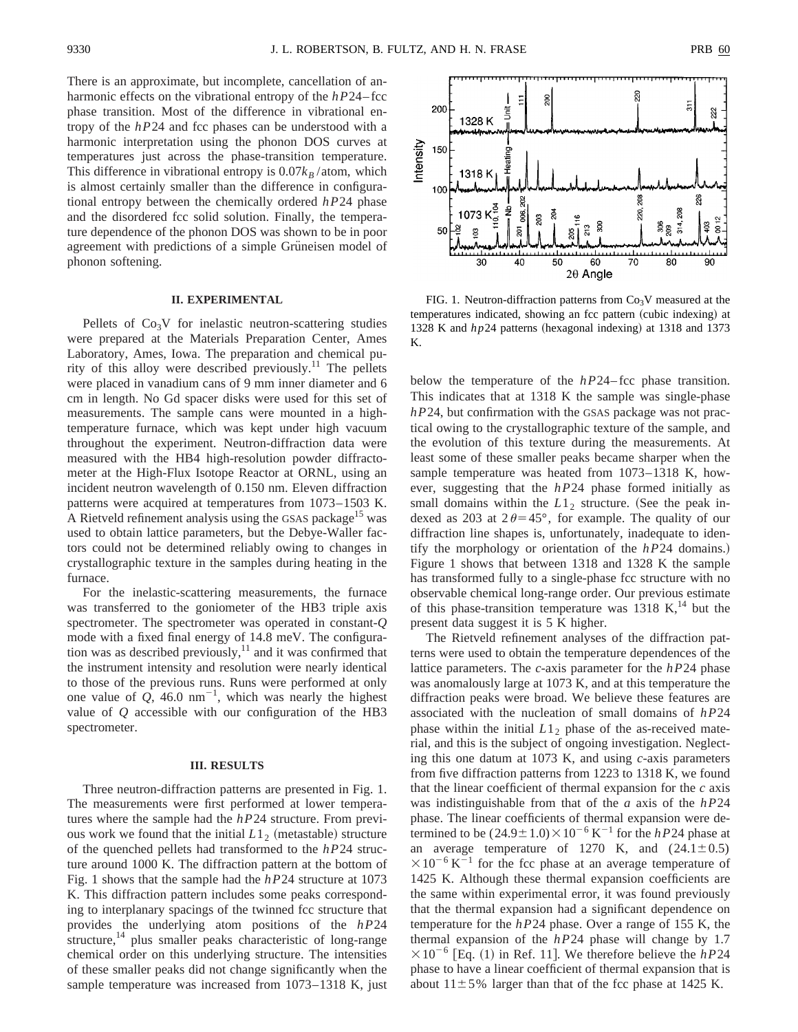There is an approximate, but incomplete, cancellation of anharmonic effects on the vibrational entropy of the $hP24$–fcc phase transition. Most of the difference in vibrational entropy of the $hP24$ and fcc phases can be understood with a harmonic interpretation using the phonon DOS curves at temperatures just across the phase-transition temperature. This difference in vibrational entropy is $0.07k_B$/atom, which is almost certainly smaller than the difference in configurational entropy between the chemically ordered $hP24$ phase and the disordered fcc solid solution. Finally, the temperature dependence of the phonon DOS was shown to be in poor agreement with predictions of a simple Grüneisen model of phonon softening.

## II. EXPERIMENTAL

Pellets of $Co_3V$ for inelastic neutron-scattering studies were prepared at the Materials Preparation Center, Ames Laboratory, Ames, Iowa. The preparation and chemical purity of this alloy were described previously.[11] The pellets were placed in vanadium cans of 9 mm inner diameter and 6 cm in length. No Gd spacer disks were used for this set of measurements. The sample cans were mounted in a high-temperature furnace, which was kept under high vacuum throughout the experiment. Neutron-diffraction data were measured with the HB4 high-resolution powder diffractometer at the High-Flux Isotope Reactor at ORNL, using an incident neutron wavelength of 0.150 nm. Eleven diffraction patterns were acquired at temperatures from 1073–1503 K. A Rietveld refinement analysis using the GSAS package[15] was used to obtain lattice parameters, but the Debye-Waller factors could not be determined reliably owing to changes in crystallographic texture in the samples during heating in the furnace.

For the inelastic-scattering measurements, the furnace was transferred to the goniometer of the HB3 triple axis spectrometer. The spectrometer was operated in constant-$Q$ mode with a fixed final energy of 14.8 meV. The configuration was as described previously,[11] and it was confirmed that the instrument intensity and resolution were nearly identical to those of the previous runs. Runs were performed at only one value of $Q$, 46.0 nm$^{-1}$, which was nearly the highest value of $Q$ accessible with our configuration of the HB3 spectrometer.

## III. RESULTS

Three neutron-diffraction patterns are presented in Fig. 1. The measurements were first performed at lower temperatures where the sample had the $hP24$ structure. From previous work we found that the initial $L1_2$ (metastable) structure of the quenched pellets had transformed to the $hP24$ structure around 1000 K. The diffraction pattern at the bottom of Fig. 1 shows that the sample had the $hP24$ structure at 1073 K. This diffraction pattern includes some peaks corresponding to interplanary spacings of the twinned fcc structure that provides the underlying atom positions of the $hP24$ structure,[14] plus smaller peaks characteristic of long-range chemical order on this underlying structure. The intensities of these smaller peaks did not change significantly when the sample temperature was increased from 1073–1318 K, just below the temperature of the $hP24$–fcc phase transition. This indicates that at 1318 K the sample was single-phase $hP24$, but confirmation with the GSAS package was not practical owing to the crystallographic texture of the sample, and the evolution of this texture during the measurements. At least some of these smaller peaks became sharper when the sample temperature was heated from 1073–1318 K, however, suggesting that the $hP24$ phase formed initially as small domains within the $L1_2$ structure. (See the peak indexed as 203 at $2\theta = 45°$, for example. The quality of our diffraction line shapes is, unfortunately, inadequate to identify the morphology or orientation of the $hP24$ domains.) Figure 1 shows that between 1318 and 1328 K the sample has transformed fully to a single-phase fcc structure with no observable chemical long-range order. Our previous estimate of this phase-transition temperature was 1318 K,[14] but the present data suggest it is 5 K higher.

FIG. 1. Neutron-diffraction patterns from $Co_3V$ measured at the temperatures indicated, showing an fcc pattern (cubic indexing) at 1328 K and $hp24$ patterns (hexagonal indexing) at 1318 and 1373 K.

The Rietveld refinement analyses of the diffraction patterns were used to obtain the temperature dependences of the lattice parameters. The $c$-axis parameter for the $hP24$ phase was anomalously large at 1073 K, and at this temperature the diffraction peaks were broad. We believe these features are associated with the nucleation of small domains of $hP24$ phase within the initial $L1_2$ phase of the as-received material, and this is the subject of ongoing investigation. Neglecting this one datum at 1073 K, and using $c$-axis parameters from five diffraction patterns from 1223 to 1318 K, we found that the linear coefficient of thermal expansion for the $c$ axis was indistinguishable from that of the $a$ axis of the $hP24$ phase. The linear coefficients of thermal expansion were determined to be $(24.9 \pm 1.0) \times 10^{-6}\,\mathrm{K}^{-1}$ for the $hP24$ phase at an average temperature of 1270 K, and $(24.1 \pm 0.5) \times 10^{-6}\,\mathrm{K}^{-1}$ for the fcc phase at an average temperature of 1425 K. Although these thermal expansion coefficients are the same within experimental error, it was found previously that the thermal expansion had a significant dependence on temperature for the $hP24$ phase. Over a range of 155 K, the thermal expansion of the $hP24$ phase will change by $1.7 \times 10^{-6}$ [Eq. (1) in Ref. 11]. We therefore believe the $hP24$ phase to have a linear coefficient of thermal expansion that is about $11 \pm 5\%$ larger than that of the fcc phase at 1425 K.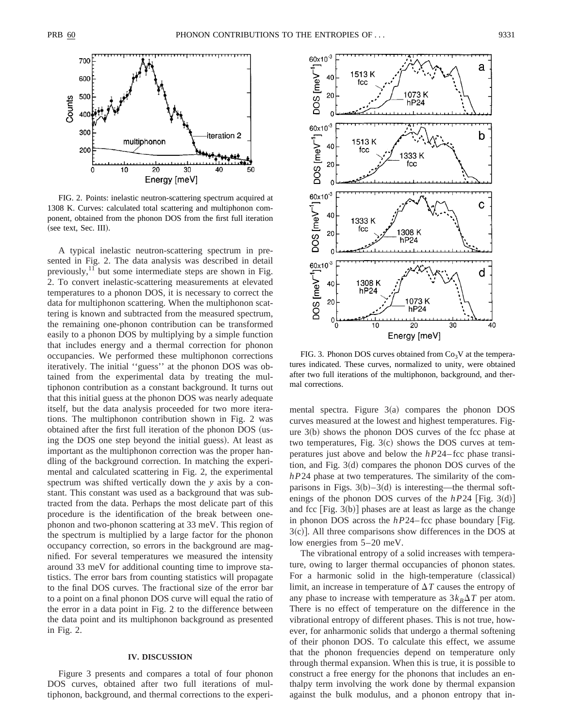FIG. 2. Points: inelastic neutron-scattering spectrum acquired at 1308 K. Curves: calculated total scattering and multiphonon component, obtained from the phonon DOS from the first full iteration (see text, Sec. III).

A typical inelastic neutron-scattering spectrum in presented in Fig. 2. The data analysis was described in detail previously,[11] but some intermediate steps are shown in Fig. 2. To convert inelastic-scattering measurements at elevated temperatures to a phonon DOS, it is necessary to correct the data for multiphonon scattering. When the multiphonon scattering is known and subtracted from the measured spectrum, the remaining one-phonon contribution can be transformed easily to a phonon DOS by multiplying by a simple function that includes energy and a thermal correction for phonon occupancies. We performed these multiphonon corrections iteratively. The initial ''guess'' at the phonon DOS was obtained from the experimental data by treating the multiphonon contribution as a constant background. It turns out that this initial guess at the phonon DOS was nearly adequate itself, but the data analysis proceeded for two more iterations. The multiphonon contribution shown in Fig. 2 was obtained after the first full iteration of the phonon DOS (using the DOS one step beyond the initial guess). At least as important as the multiphonon correction was the proper handling of the background correction. In matching the experimental and calculated scattering in Fig. 2, the experimental spectrum was shifted vertically down the $y$ axis by a constant. This constant was used as a background that was subtracted from the data. Perhaps the most delicate part of this procedure is the identification of the break between one-phonon and two-phonon scattering at 33 meV. This region of the spectrum is multiplied by a large factor for the phonon occupancy correction, so errors in the background are magnified. For several temperatures we measured the intensity around 33 meV for additional counting time to improve statistics. The error bars from counting statistics will propagate to the final DOS curves. The fractional size of the error bar to a point on a final phonon DOS curve will equal the ratio of the error in a data point in Fig. 2 to the difference between the data point and its multiphonon background as presented in Fig. 2.

## IV. DISCUSSION

Figure 3 presents and compares a total of four phonon DOS curves, obtained after two full iterations of multiphonon, background, and thermal corrections to the experimental spectra. Figure 3(a) compares the phonon DOS curves measured at the lowest and highest temperatures. Figure 3(b) shows the phonon DOS curves of the fcc phase at two temperatures, Fig. 3(c) shows the DOS curves at temperatures just above and below the $hP24$–fcc phase transition, and Fig. 3(d) compares the phonon DOS curves of the $hP24$ phase at two temperatures. The similarity of the comparisons in Figs. 3(b)–3(d) is interesting—the thermal softenings of the phonon DOS curves of the $hP24$ [Fig. 3(d)] and fcc [Fig. 3(b)] phases are at least as large as the change in phonon DOS across the $hP24$–fcc phase boundary [Fig. 3(c)]. All three comparisons show differences in the DOS at low energies from 5–20 meV.

FIG. 3. Phonon DOS curves obtained from $Co_3V$ at the temperatures indicated. These curves, normalized to unity, were obtained after two full iterations of the multiphonon, background, and thermal corrections.

The vibrational entropy of a solid increases with temperature, owing to larger thermal occupancies of phonon states. For a harmonic solid in the high-temperature (classical) limit, an increase in temperature of $\Delta T$ causes the entropy of any phase to increase with temperature as $3k_B\Delta T$ per atom. There is no effect of temperature on the difference in the vibrational entropy of different phases. This is not true, however, for anharmonic solids that undergo a thermal softening of their phonon DOS. To calculate this effect, we assume that the phonon frequencies depend on temperature only through thermal expansion. When this is true, it is possible to construct a free energy for the phonons that includes an enthalpy term involving the work done by thermal expansion against the bulk modulus, and a phonon entropy that in-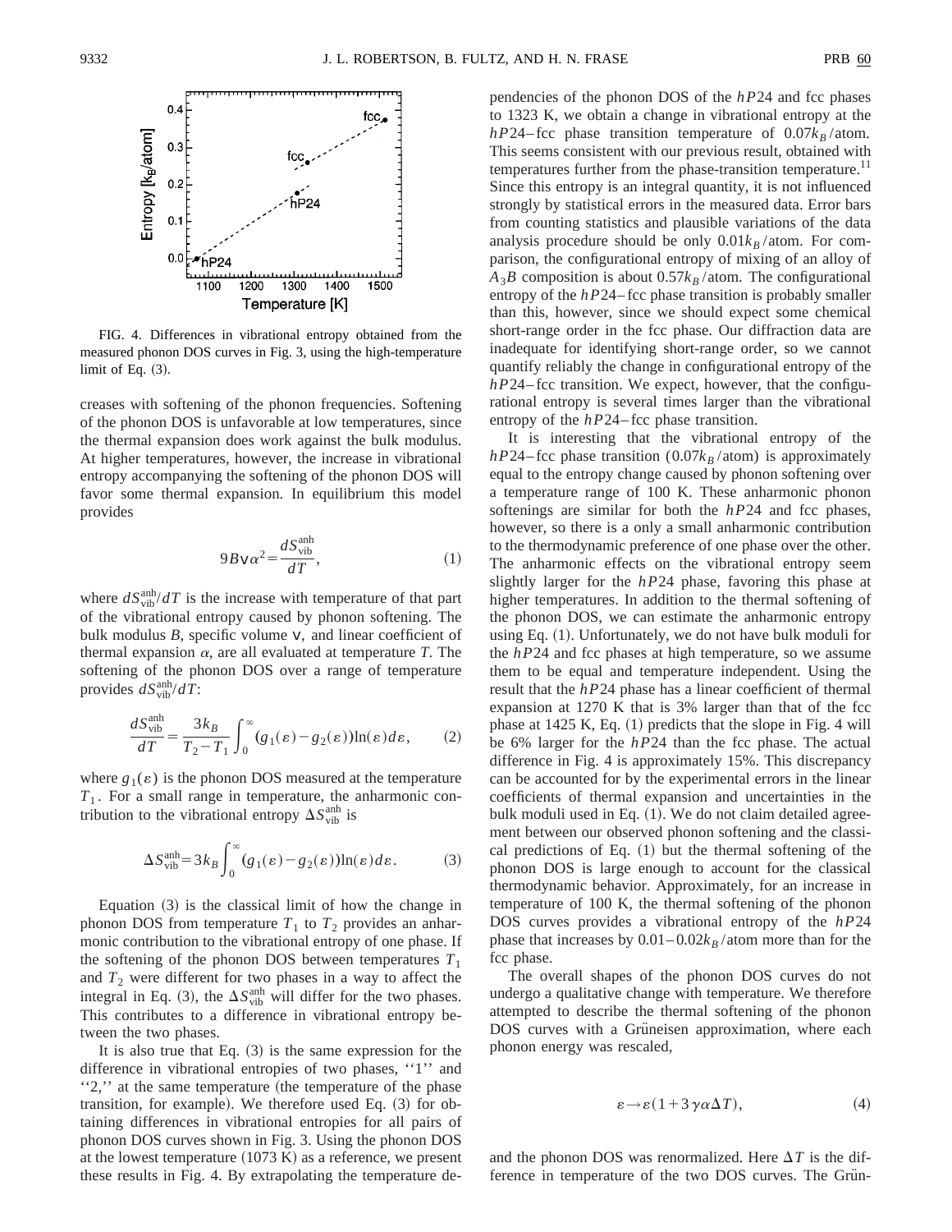FIG. 4. Differences in vibrational entropy obtained from the measured phonon DOS curves in Fig. 3, using the high-temperature limit of Eq. (3).

creases with softening of the phonon frequencies. Softening of the phonon DOS is unfavorable at low temperatures, since the thermal expansion does work against the bulk modulus. At higher temperatures, however, the increase in vibrational entropy accompanying the softening of the phonon DOS will favor some thermal expansion. In equilibrium this model provides

$$9Bv\alpha^2 = \frac{dS_{\mathrm{vib}}^{\mathrm{anh}}}{dT}, \tag{1}$$

where $dS_{\mathrm{vib}}^{\mathrm{anh}}/dT$ is the increase with temperature of that part of the vibrational entropy caused by phonon softening. The bulk modulus $B$, specific volume $v$, and linear coefficient of thermal expansion $\alpha$, are all evaluated at temperature $T$. The softening of the phonon DOS over a range of temperature provides $dS_{\mathrm{vib}}^{\mathrm{anh}}/dT$:

$$\frac{dS_{\mathrm{vib}}^{\mathrm{anh}}}{dT} = \frac{3k_B}{T_2 - T_1}\int_0^\infty (g_1(\varepsilon) - g_2(\varepsilon))\ln(\varepsilon)\,d\varepsilon, \tag{2}$$

where $g_1(\varepsilon)$ is the phonon DOS measured at the temperature $T_1$. For a small range in temperature, the anharmonic contribution to the vibrational entropy $\Delta S_{\mathrm{vib}}^{\mathrm{anh}}$ is

$$\Delta S_{\mathrm{vib}}^{\mathrm{anh}} = 3k_B \int_0^\infty (g_1(\varepsilon) - g_2(\varepsilon))\ln(\varepsilon)\,d\varepsilon. \tag{3}$$

Equation (3) is the classical limit of how the change in phonon DOS from temperature $T_1$ to $T_2$ provides an anharmonic contribution to the vibrational entropy of one phase. If the softening of the phonon DOS between temperatures $T_1$ and $T_2$ were different for two phases in a way to affect the integral in Eq. (3), the $\Delta S_{\mathrm{vib}}^{\mathrm{anh}}$ will differ for the two phases. This contributes to a difference in vibrational entropy between the two phases.

It is also true that Eq. (3) is the same expression for the difference in vibrational entropies of two phases, ''1'' and ''2,'' at the same temperature (the temperature of the phase transition, for example). We therefore used Eq. (3) for obtaining differences in vibrational entropies for all pairs of phonon DOS curves shown in Fig. 3. Using the phonon DOS at the lowest temperature (1073 K) as a reference, we present these results in Fig. 4. By extrapolating the temperature dependencies of the phonon DOS of the $hP24$ and fcc phases to 1323 K, we obtain a change in vibrational entropy at the $hP24$–fcc phase transition temperature of $0.07k_B$/atom. This seems consistent with our previous result, obtained with temperatures further from the phase-transition temperature.[11] Since this entropy is an integral quantity, it is not influenced strongly by statistical errors in the measured data. Error bars from counting statistics and plausible variations of the data analysis procedure should be only $0.01k_B$/atom. For comparison, the configurational entropy of mixing of an alloy of $A_3B$ composition is about $0.57k_B$/atom. The configurational entropy of the $hP24$–fcc phase transition is probably smaller than this, however, since we should expect some chemical short-range order in the fcc phase. Our diffraction data are inadequate for identifying short-range order, so we cannot quantify reliably the change in configurational entropy of the $hP24$–fcc transition. We expect, however, that the configurational entropy is several times larger than the vibrational entropy of the $hP24$–fcc phase transition.

It is interesting that the vibrational entropy of the $hP24$–fcc phase transition ($0.07k_B$/atom) is approximately equal to the entropy change caused by phonon softening over a temperature range of 100 K. These anharmonic phonon softenings are similar for both the $hP24$ and fcc phases, however, so there is a only a small anharmonic contribution to the thermodynamic preference of one phase over the other. The anharmonic effects on the vibrational entropy seem slightly larger for the $hP24$ phase, favoring this phase at higher temperatures. In addition to the thermal softening of the phonon DOS, we can estimate the anharmonic entropy using Eq. (1). Unfortunately, we do not have bulk moduli for the $hP24$ and fcc phases at high temperature, so we assume them to be equal and temperature independent. Using the result that the $hP24$ phase has a linear coefficient of thermal expansion at 1270 K that is 3% larger than that of the fcc phase at 1425 K, Eq. (1) predicts that the slope in Fig. 4 will be 6% larger for the $hP24$ than the fcc phase. The actual difference in Fig. 4 is approximately 15%. This discrepancy can be accounted for by the experimental errors in the linear coefficients of thermal expansion and uncertainties in the bulk moduli used in Eq. (1). We do not claim detailed agreement between our observed phonon softening and the classical predictions of Eq. (1) but the thermal softening of the phonon DOS is large enough to account for the classical thermodynamic behavior. Approximately, for an increase in temperature of 100 K, the thermal softening of the phonon DOS curves provides a vibrational entropy of the $hP24$ phase that increases by $0.01$–$0.02k_B$/atom more than for the fcc phase.

The overall shapes of the phonon DOS curves do not undergo a qualitative change with temperature. We therefore attempted to describe the thermal softening of the phonon DOS curves with a Grüneisen approximation, where each phonon energy was rescaled,

$$\varepsilon \rightarrow \varepsilon(1 + 3\gamma\alpha\Delta T), \tag{4}$$

and the phonon DOS was renormalized. Here $\Delta T$ is the difference in temperature of the two DOS curves. The Grün-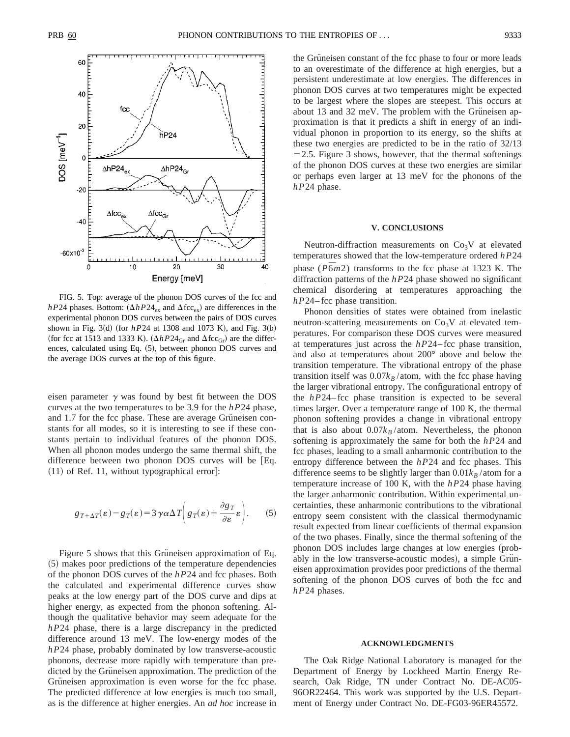FIG. 5. Top: average of the phonon DOS curves of the fcc and $hP24$ phases. Bottom: ($\Delta hP24_{\mathrm{ex}}$ and $\Delta \mathrm{fcc}_{\mathrm{ex}}$) are differences in the experimental phonon DOS curves between the pairs of DOS curves shown in Fig. 3(d) (for $hP24$ at 1308 and 1073 K), and Fig. 3(b) (for fcc at 1513 and 1333 K). ($\Delta hP24_{\mathrm{Gr}}$ and $\Delta \mathrm{fcc}_{\mathrm{Gr}}$) are the differences, calculated using Eq. (5), between phonon DOS curves and the average DOS curves at the top of this figure.

eisen parameter $\gamma$ was found by best fit between the DOS curves at the two temperatures to be 3.9 for the $hP24$ phase, and 1.7 for the fcc phase. These are average Grüneisen constants for all modes, so it is interesting to see if these constants pertain to individual features of the phonon DOS. When all phonon modes undergo the same thermal shift, the difference between two phonon DOS curves will be [Eq. (11) of Ref. 11, without typographical error]:

$$g_{T+\Delta T}(\varepsilon) - g_T(\varepsilon) = 3\gamma\alpha\Delta T\left(g_T(\varepsilon) + \frac{\partial g_T}{\partial \varepsilon}\varepsilon\right). \tag{5}$$

Figure 5 shows that this Grüneisen approximation of Eq. (5) makes poor predictions of the temperature dependencies of the phonon DOS curves of the $hP24$ and fcc phases. Both the calculated and experimental difference curves show peaks at the low energy part of the DOS curve and dips at higher energy, as expected from the phonon softening. Although the qualitative behavior may seem adequate for the $hP24$ phase, there is a large discrepancy in the predicted difference around 13 meV. The low-energy modes of the $hP24$ phase, probably dominated by low transverse-acoustic phonons, decrease more rapidly with temperature than predicted by the Grüneisen approximation. The prediction of the Grüneisen approximation is even worse for the fcc phase. The predicted difference at low energies is much too small, as is the difference at higher energies. An *ad hoc* increase in the Grüneisen constant of the fcc phase to four or more leads to an overestimate of the difference at high energies, but a persistent underestimate at low energies. The differences in phonon DOS curves at two temperatures might be expected to be largest where the slopes are steepest. This occurs at about 13 and 32 meV. The problem with the Grüneisen approximation is that it predicts a shift in energy of an individual phonon in proportion to its energy, so the shifts at these two energies are predicted to be in the ratio of 32/13 $=2.5$. Figure 3 shows, however, that the thermal softenings of the phonon DOS curves at these two energies are similar or perhaps even larger at 13 meV for the phonons of the $hP24$ phase.

## V. CONCLUSIONS

Neutron-diffraction measurements on $Co_3V$ at elevated temperatures showed that the low-temperature ordered $hP24$ phase ($P\bar{6}m2$) transforms to the fcc phase at 1323 K. The diffraction patterns of the $hP24$ phase showed no significant chemical disordering at temperatures approaching the $hP24$–fcc phase transition.

Phonon densities of states were obtained from inelastic neutron-scattering measurements on $Co_3V$ at elevated temperatures. For comparison these DOS curves were measured at temperatures just across the $hP24$–fcc phase transition, and also at temperatures about 200° above and below the transition temperature. The vibrational entropy of the phase transition itself was $0.07k_B$/atom, with the fcc phase having the larger vibrational entropy. The configurational entropy of the $hP24$–fcc phase transition is expected to be several times larger. Over a temperature range of 100 K, the thermal phonon softening provides a change in vibrational entropy that is also about $0.07k_B$/atom. Nevertheless, the phonon softening is approximately the same for both the $hP24$ and fcc phases, leading to a small anharmonic contribution to the entropy difference between the $hP24$ and fcc phases. This difference seems to be slightly larger than $0.01k_B$/atom for a temperature increase of 100 K, with the $hP24$ phase having the larger anharmonic contribution. Within experimental uncertainties, these anharmonic contributions to the vibrational entropy seem consistent with the classical thermodynamic result expected from linear coefficients of thermal expansion of the two phases. Finally, since the thermal softening of the phonon DOS includes large changes at low energies (probably in the low transverse-acoustic modes), a simple Grüneisen approximation provides poor predictions of the thermal softening of the phonon DOS curves of both the fcc and $hP24$ phases.

## ACKNOWLEDGMENTS

The Oak Ridge National Laboratory is managed for the Department of Energy by Lockheed Martin Energy Research, Oak Ridge, TN under Contract No. DE-AC05-96OR22464. This work was supported by the U.S. Department of Energy under Contract No. DE-FG03-96ER45572.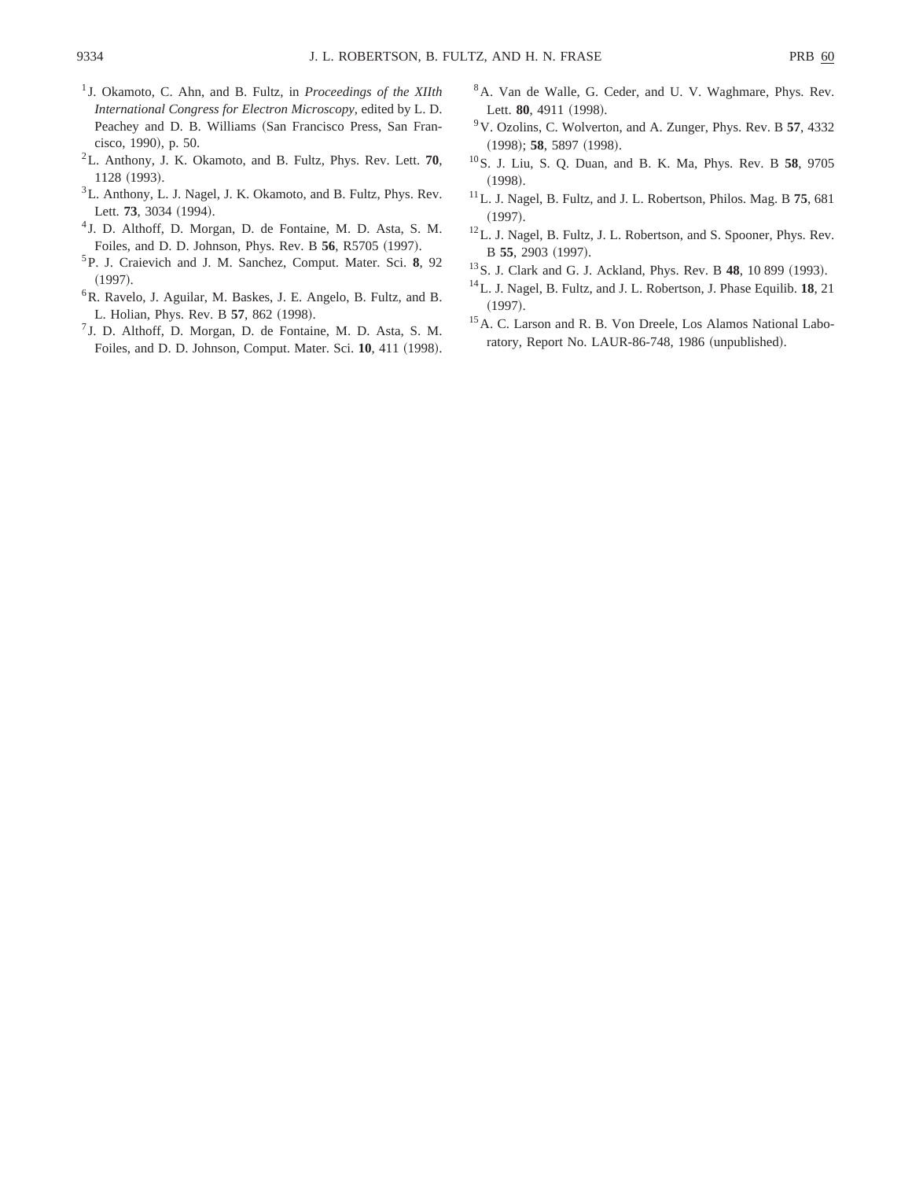[1] J. Okamoto, C. Ahn, and B. Fultz, in *Proceedings of the XIIth International Congress for Electron Microscopy*, edited by L. D. Peachey and D. B. Williams (San Francisco Press, San Francisco, 1990), p. 50.

[2] L. Anthony, J. K. Okamoto, and B. Fultz, Phys. Rev. Lett. **70**, 1128 (1993).

[3] L. Anthony, L. J. Nagel, J. K. Okamoto, and B. Fultz, Phys. Rev. Lett. **73**, 3034 (1994).

[4] J. D. Althoff, D. Morgan, D. de Fontaine, M. D. Asta, S. M. Foiles, and D. D. Johnson, Phys. Rev. B **56**, R5705 (1997).

[5] P. J. Craievich and J. M. Sanchez, Comput. Mater. Sci. **8**, 92 (1997).

[6] R. Ravelo, J. Aguilar, M. Baskes, J. E. Angelo, B. Fultz, and B. L. Holian, Phys. Rev. B **57**, 862 (1998).

[7] J. D. Althoff, D. Morgan, D. de Fontaine, M. D. Asta, S. M. Foiles, and D. D. Johnson, Comput. Mater. Sci. **10**, 411 (1998).

[8] A. Van de Walle, G. Ceder, and U. V. Waghmare, Phys. Rev. Lett. **80**, 4911 (1998).

[9] V. Ozolins, C. Wolverton, and A. Zunger, Phys. Rev. B **57**, 4332 (1998); **58**, 5897 (1998).

[10] S. J. Liu, S. Q. Duan, and B. K. Ma, Phys. Rev. B **58**, 9705 (1998).

[11] L. J. Nagel, B. Fultz, and J. L. Robertson, Philos. Mag. B **75**, 681 (1997).

[12] L. J. Nagel, B. Fultz, J. L. Robertson, and S. Spooner, Phys. Rev. B **55**, 2903 (1997).

[13] S. J. Clark and G. J. Ackland, Phys. Rev. B **48**, 10 899 (1993).

[14] L. J. Nagel, B. Fultz, and J. L. Robertson, J. Phase Equilib. **18**, 21 (1997).

[15] A. C. Larson and R. B. Von Dreele, Los Alamos National Laboratory, Report No. LAUR-86-748, 1986 (unpublished).